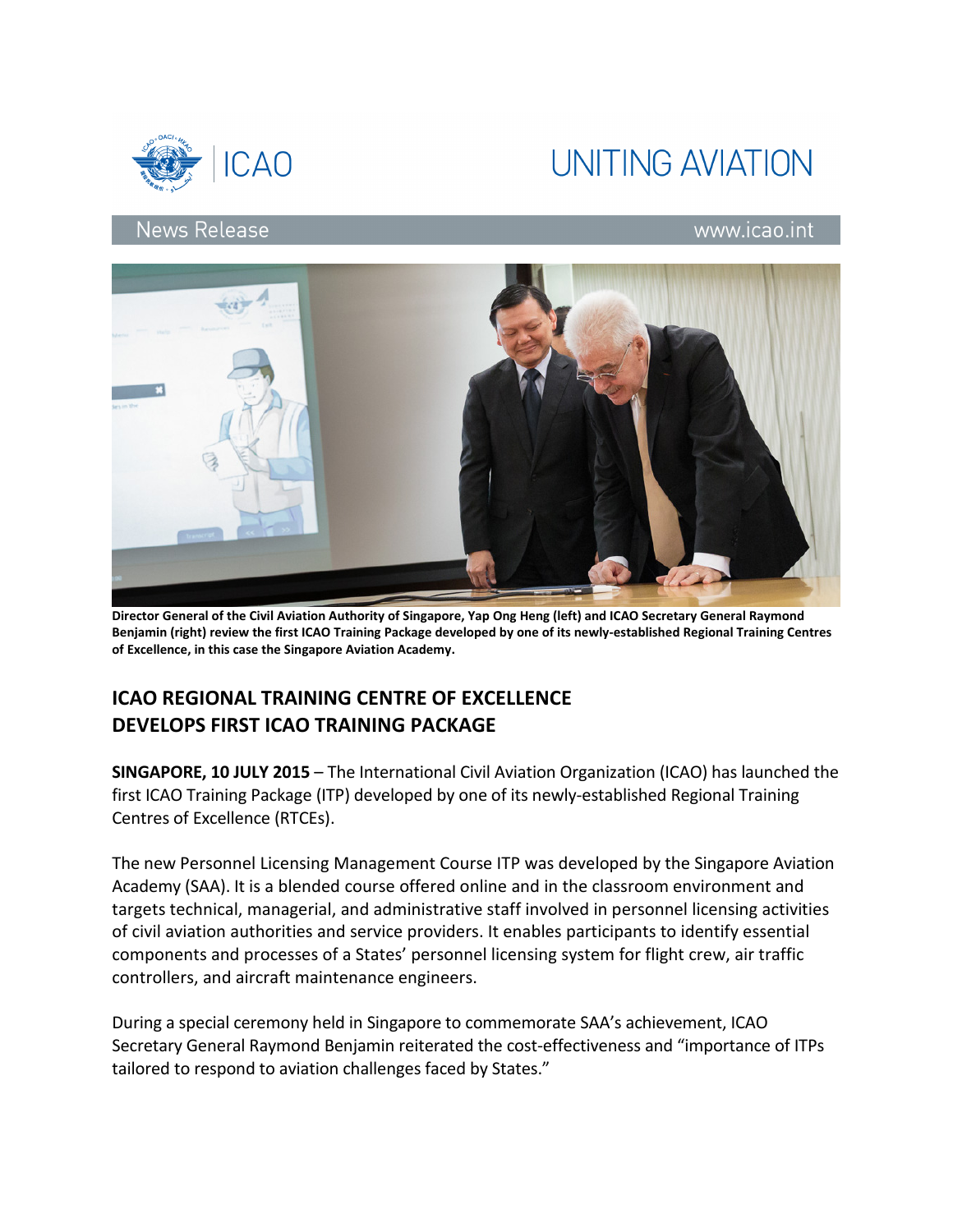ICAO

UNITING AVIATION

News Release

www.icao.int

**Director General of the Civil Aviation Authority of Singapore, Yap Ong Heng (left) and ICAO Secretary General Raymond Benjamin (right) review the first ICAO Training Package developed by one of its newly-established Regional Training Centres of Excellence, in this case the Singapore Aviation Academy.**

## ICAO REGIONAL TRAINING CENTRE OF EXCELLENCE DEVELOPS FIRST ICAO TRAINING PACKAGE

**SINGAPORE, 10 JULY 2015** – The International Civil Aviation Organization (ICAO) has launched the first ICAO Training Package (ITP) developed by one of its newly-established Regional Training Centres of Excellence (RTCEs).

The new Personnel Licensing Management Course ITP was developed by the Singapore Aviation Academy (SAA). It is a blended course offered online and in the classroom environment and targets technical, managerial, and administrative staff involved in personnel licensing activities of civil aviation authorities and service providers. It enables participants to identify essential components and processes of a States' personnel licensing system for flight crew, air traffic controllers, and aircraft maintenance engineers.

During a special ceremony held in Singapore to commemorate SAA's achievement, ICAO Secretary General Raymond Benjamin reiterated the cost-effectiveness and "importance of ITPs tailored to respond to aviation challenges faced by States."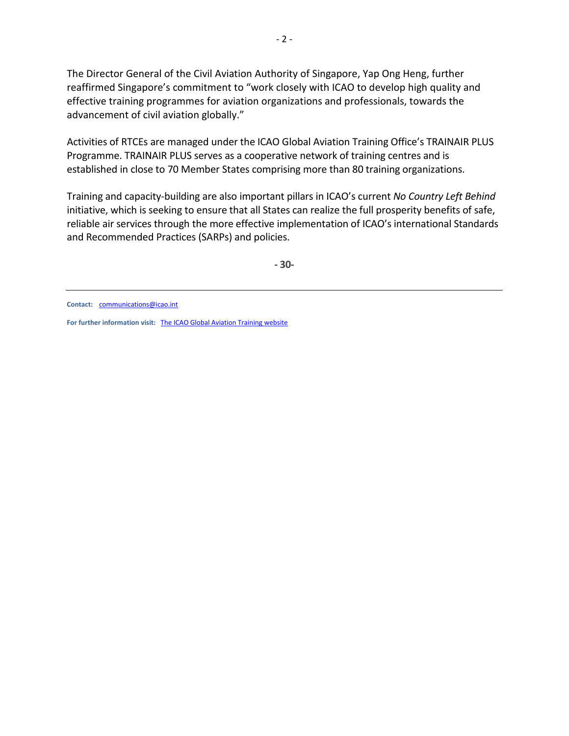The Director General of the Civil Aviation Authority of Singapore, Yap Ong Heng, further reaffirmed Singapore's commitment to "work closely with ICAO to develop high quality and effective training programmes for aviation organizations and professionals, towards the advancement of civil aviation globally."

Activities of RTCEs are managed under the ICAO Global Aviation Training Office's TRAINAIR PLUS Programme. TRAINAIR PLUS serves as a cooperative network of training centres and is established in close to 70 Member States comprising more than 80 training organizations.

Training and capacity-building are also important pillars in ICAO's current *No Country Left Behind* initiative, which is seeking to ensure that all States can realize the full prosperity benefits of safe, reliable air services through the more effective implementation of ICAO's international Standards and Recommended Practices (SARPs) and policies.

**- 30-**

---

**Contact:** communications@icao.int

**For further information visit:** The ICAO Global Aviation Training website